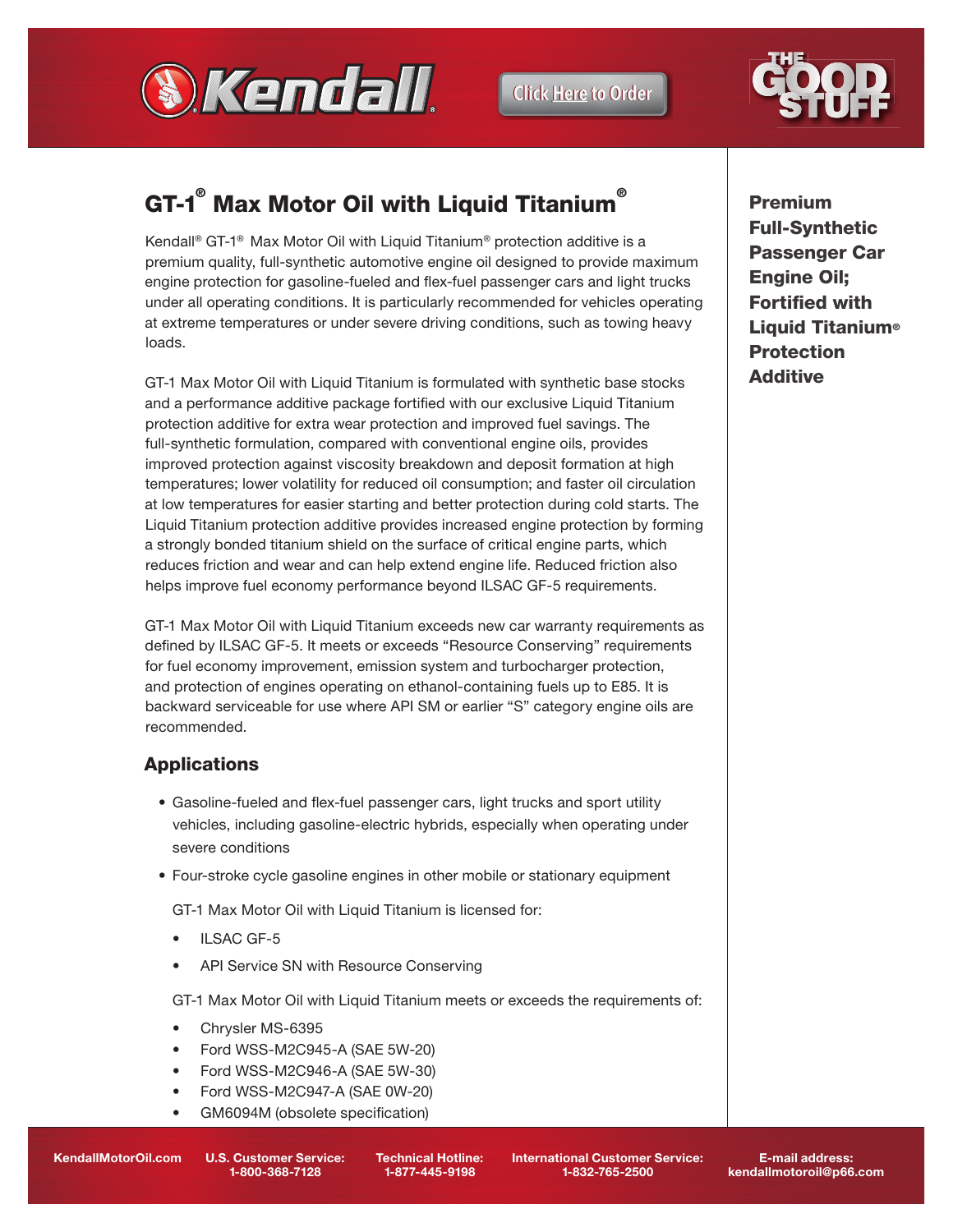# GT-1® Max Motor Oil with Liquid Titanium®

**Premium Full-Synthetic Passenger Car Engine Oil; Fortified with Liquid Titanium® Protection Additive**

Kendall® GT-1® Max Motor Oil with Liquid Titanium® protection additive is a premium quality, full-synthetic automotive engine oil designed to provide maximum engine protection for gasoline-fueled and flex-fuel passenger cars and light trucks under all operating conditions. It is particularly recommended for vehicles operating at extreme temperatures or under severe driving conditions, such as towing heavy loads.

GT-1 Max Motor Oil with Liquid Titanium is formulated with synthetic base stocks and a performance additive package fortified with our exclusive Liquid Titanium protection additive for extra wear protection and improved fuel savings. The full-synthetic formulation, compared with conventional engine oils, provides improved protection against viscosity breakdown and deposit formation at high temperatures; lower volatility for reduced oil consumption; and faster oil circulation at low temperatures for easier starting and better protection during cold starts. The Liquid Titanium protection additive provides increased engine protection by forming a strongly bonded titanium shield on the surface of critical engine parts, which reduces friction and wear and can help extend engine life. Reduced friction also helps improve fuel economy performance beyond ILSAC GF-5 requirements.

GT-1 Max Motor Oil with Liquid Titanium exceeds new car warranty requirements as defined by ILSAC GF-5. It meets or exceeds "Resource Conserving" requirements for fuel economy improvement, emission system and turbocharger protection, and protection of engines operating on ethanol-containing fuels up to E85. It is backward serviceable for use where API SM or earlier "S" category engine oils are recommended.

## Applications

- Gasoline-fueled and flex-fuel passenger cars, light trucks and sport utility vehicles, including gasoline-electric hybrids, especially when operating under severe conditions
- Four-stroke cycle gasoline engines in other mobile or stationary equipment

GT-1 Max Motor Oil with Liquid Titanium is licensed for:

- ILSAC GF-5
- API Service SN with Resource Conserving

GT-1 Max Motor Oil with Liquid Titanium meets or exceeds the requirements of:

- Chrysler MS-6395
- Ford WSS-M2C945-A (SAE 5W-20)
- Ford WSS-M2C946-A (SAE 5W-30)
- Ford WSS-M2C947-A (SAE 0W-20)
- GM6094M (obsolete specification)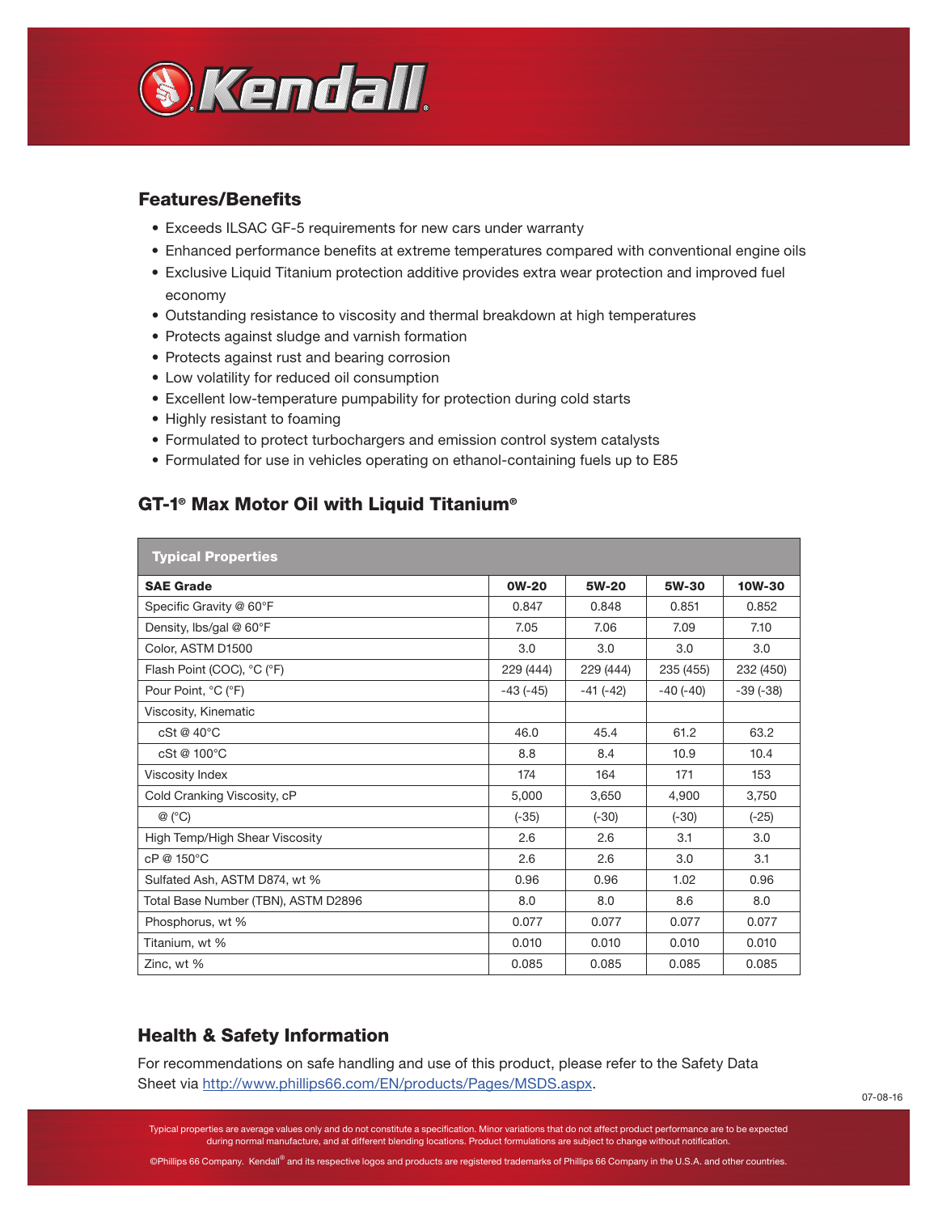## Features/Benefits

- Exceeds ILSAC GF-5 requirements for new cars under warranty
- Enhanced performance benefits at extreme temperatures compared with conventional engine oils
- Exclusive Liquid Titanium protection additive provides extra wear protection and improved fuel economy
- Outstanding resistance to viscosity and thermal breakdown at high temperatures
- Protects against sludge and varnish formation
- Protects against rust and bearing corrosion
- Low volatility for reduced oil consumption
- Excellent low-temperature pumpability for protection during cold starts
- Highly resistant to foaming
- Formulated to protect turbochargers and emission control system catalysts
- Formulated for use in vehicles operating on ethanol-containing fuels up to E85

## GT-1® Max Motor Oil with Liquid Titanium®

| Typical Properties | | | | |
|---|---|---|---|---|
| **SAE Grade** | **0W-20** | **5W-20** | **5W-30** | **10W-30** |
| Specific Gravity @ 60°F | 0.847 | 0.848 | 0.851 | 0.852 |
| Density, lbs/gal @ 60°F | 7.05 | 7.06 | 7.09 | 7.10 |
| Color, ASTM D1500 | 3.0 | 3.0 | 3.0 | 3.0 |
| Flash Point (COC), °C (°F) | 229 (444) | 229 (444) | 235 (455) | 232 (450) |
| Pour Point, °C (°F) | -43 (-45) | -41 (-42) | -40 (-40) | -39 (-38) |
| Viscosity, Kinematic | | | | |
| cSt @ 40°C | 46.0 | 45.4 | 61.2 | 63.2 |
| cSt @ 100°C | 8.8 | 8.4 | 10.9 | 10.4 |
| Viscosity Index | 174 | 164 | 171 | 153 |
| Cold Cranking Viscosity, cP | 5,000 | 3,650 | 4,900 | 3,750 |
| @ (°C) | (-35) | (-30) | (-30) | (-25) |
| High Temp/High Shear Viscosity | 2.6 | 2.6 | 3.1 | 3.0 |
| cP @ 150°C | 2.6 | 2.6 | 3.0 | 3.1 |
| Sulfated Ash, ASTM D874, wt % | 0.96 | 0.96 | 1.02 | 0.96 |
| Total Base Number (TBN), ASTM D2896 | 8.0 | 8.0 | 8.6 | 8.0 |
| Phosphorus, wt % | 0.077 | 0.077 | 0.077 | 0.077 |
| Titanium, wt % | 0.010 | 0.010 | 0.010 | 0.010 |
| Zinc, wt % | 0.085 | 0.085 | 0.085 | 0.085 |

## Health & Safety Information

For recommendations on safe handling and use of this product, please refer to the Safety Data Sheet via http://www.phillips66.com/EN/products/Pages/MSDS.aspx.

07-08-16

Typical properties are average values only and do not constitute a specification. Minor variations that do not affect product performance are to be expected during normal manufacture, and at different blending locations. Product formulations are subject to change without notification.

©Phillips 66 Company. Kendall® and its respective logos and products are registered trademarks of Phillips 66 Company in the U.S.A. and other countries.